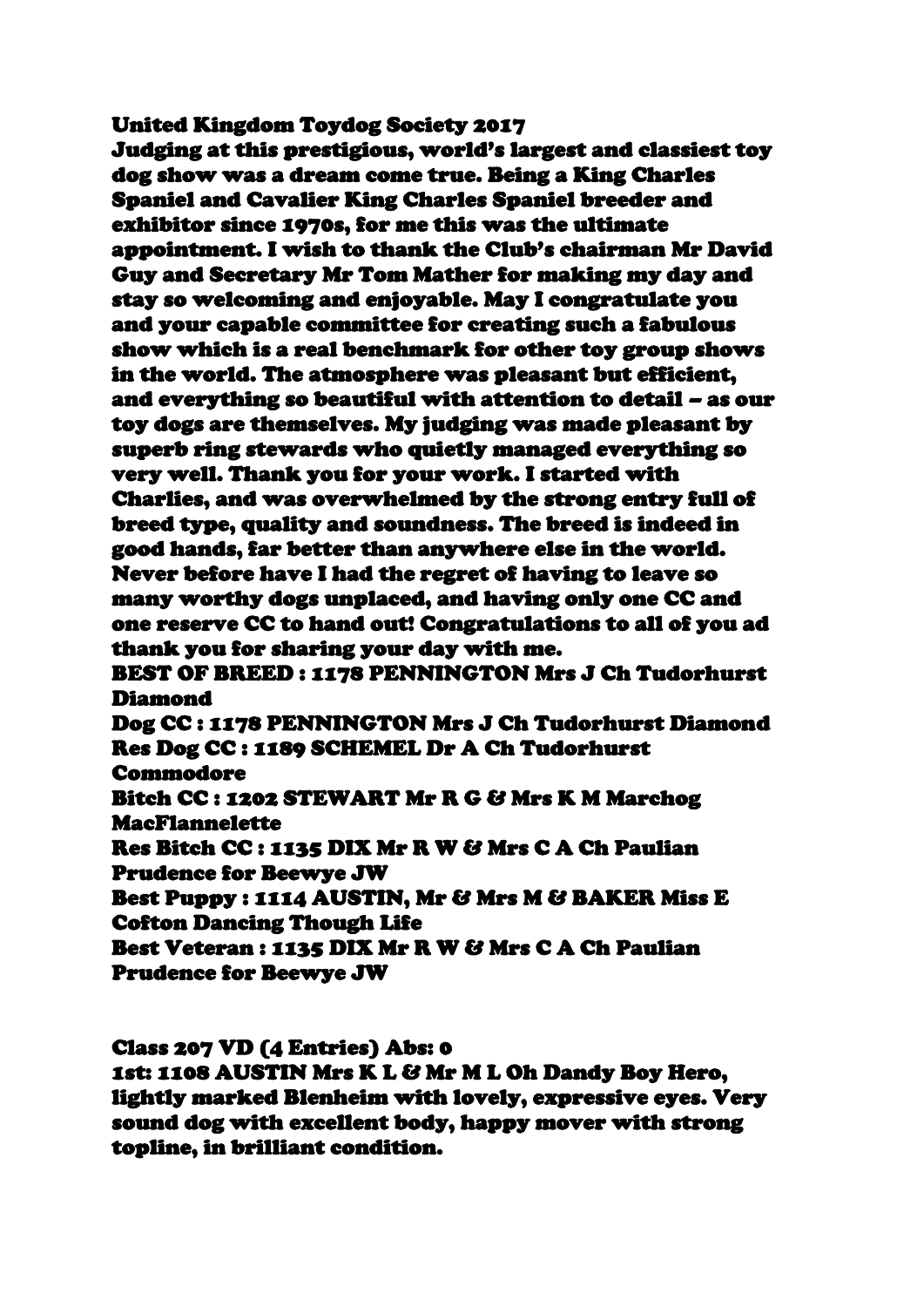# United Kingdom Toydog Society 2017

Judging at this prestigious, world's largest and classiest toy dog show was a dream come true. Being a King Charles Spaniel and Cavalier King Charles Spaniel breeder and exhibitor since 1970s, for me this was the ultimate appointment. I wish to thank the Club's chairman Mr David Guy and Secretary Mr Tom Mather for making my day and stay so welcoming and enjoyable. May I congratulate you and your capable committee for creating such a fabulous show which is a real benchmark for other toy group shows in the world. The atmosphere was pleasant but efficient, and everything so beautiful with attention to detail – as our toy dogs are themselves. My judging was made pleasant by superb ring stewards who quietly managed everything so very well. Thank you for your work. I started with Charlies, and was overwhelmed by the strong entry full of breed type, quality and soundness. The breed is indeed in good hands, far better than anywhere else in the world. Never before have I had the regret of having to leave so many worthy dogs unplaced, and having only one CC and one reserve CC to hand out! Congratulations to all of you ad thank you for sharing your day with me.

BEST OF BREED : 1178 PENNINGTON Mrs J Ch Tudorhurst Diamond

Dog CC : 1178 PENNINGTON Mrs J Ch Tudorhurst Diamond

Res Dog CC : 1189 SCHEMEL Dr A Ch Tudorhurst Commodore

Bitch CC : 1202 STEWART Mr R G & Mrs K M Marchog MacFlannelette

Res Bitch CC : 1135 DIX Mr R W & Mrs C A Ch Paulian Prudence for Beewye JW

Best Puppy : 1114 AUSTIN, Mr & Mrs M & BAKER Miss E Cofton Dancing Though Life

Best Veteran : 1135 DIX Mr R W & Mrs C A Ch Paulian Prudence for Beewye JW

Class 207 VD (4 Entries) Abs: 0

1st: 1108 AUSTIN Mrs K L & Mr M L Oh Dandy Boy Hero, lightly marked Blenheim with lovely, expressive eyes. Very sound dog with excellent body, happy mover with strong topline, in brilliant condition.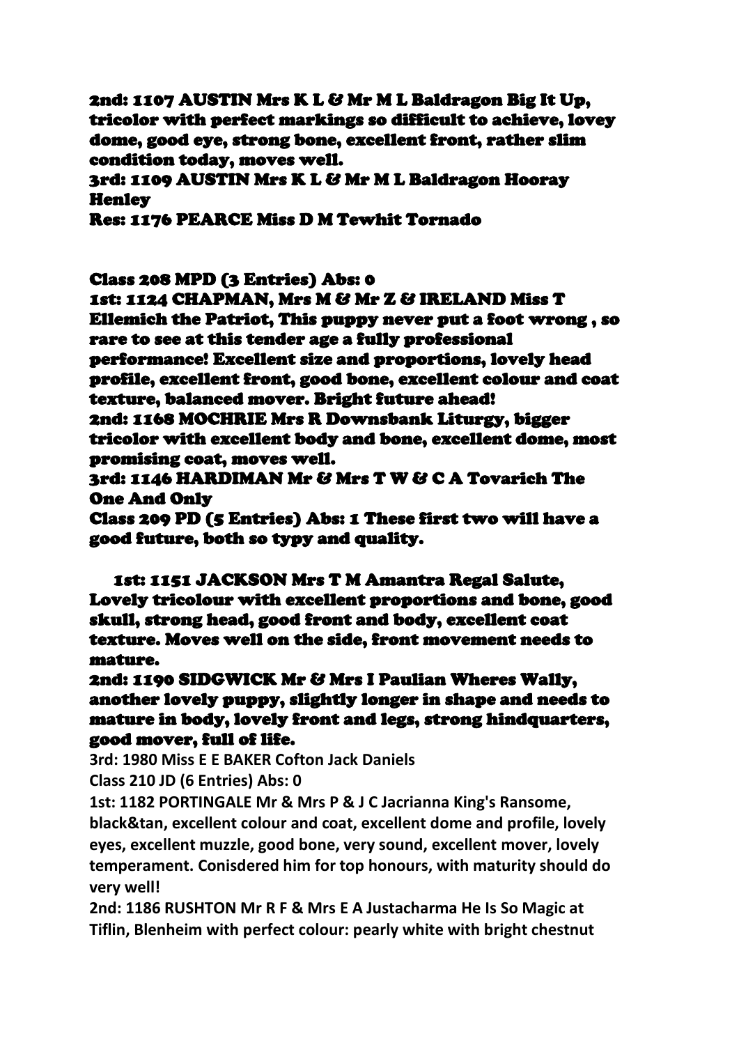2nd: 1107 AUSTIN Mrs K L & Mr M L Baldragon Big It Up, tricolor with perfect markings so difficult to achieve, lovey dome, good eye, strong bone, excellent front, rather slim condition today, moves well.
3rd: 1109 AUSTIN Mrs K L & Mr M L Baldragon Hooray Henley
Res: 1176 PEARCE Miss D M Tewhit Tornado

Class 208 MPD (3 Entries) Abs: 0
1st: 1124 CHAPMAN, Mrs M & Mr Z & IRELAND Miss T Ellemich the Patriot, This puppy never put a foot wrong , so rare to see at this tender age a fully professional performance! Excellent size and proportions, lovely head profile, excellent front, good bone, excellent colour and coat texture, balanced mover. Bright future ahead!
2nd: 1168 MOCHRIE Mrs R Downsbank Liturgy, bigger tricolor with excellent body and bone, excellent dome, most promising coat, moves well.
3rd: 1146 HARDIMAN Mr & Mrs T W & C A Tovarich The One And Only
Class 209 PD (5 Entries) Abs: 1 These first two will have a good future, both so typy and quality.

1st: 1151 JACKSON Mrs T M Amantra Regal Salute, Lovely tricolour with excellent proportions and bone, good skull, strong head, good front and body, excellent coat texture. Moves well on the side, front movement needs to mature.
2nd: 1190 SIDGWICK Mr & Mrs I Paulian Wheres Wally, another lovely puppy, slightly longer in shape and needs to mature in body, lovely front and legs, strong hindquarters, good mover, full of life.
3rd: 1980 Miss E E BAKER Cofton Jack Daniels
Class 210 JD (6 Entries) Abs: 0
1st: 1182 PORTINGALE Mr & Mrs P & J C Jacrianna King's Ransome, black&tan, excellent colour and coat, excellent dome and profile, lovely eyes, excellent muzzle, good bone, very sound, excellent mover, lovely temperament. Conisdered him for top honours, with maturity should do very well!
2nd: 1186 RUSHTON Mr R F & Mrs E A Justacharma He Is So Magic at Tiflin, Blenheim with perfect colour: pearly white with bright chestnut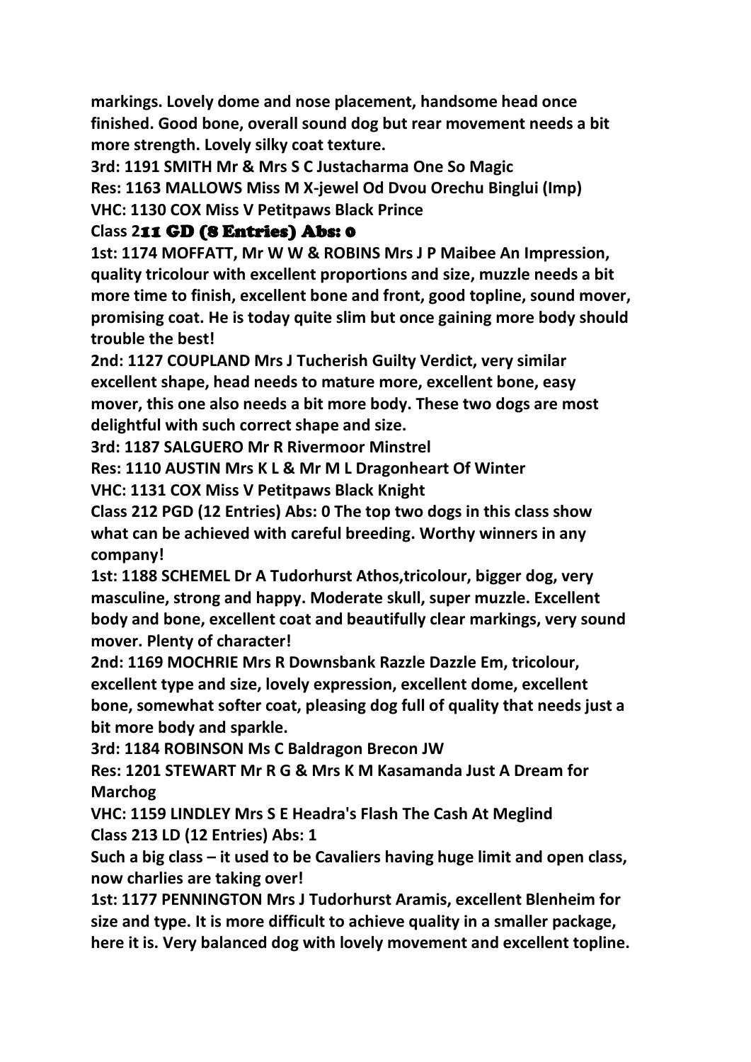**markings. Lovely dome and nose placement, handsome head once finished. Good bone, overall sound dog but rear movement needs a bit more strength. Lovely silky coat texture.**

**3rd: 1191 SMITH Mr & Mrs S C Justacharma One So Magic**

**Res: 1163 MALLOWS Miss M X-jewel Od Dvou Orechu Binglui (Imp)**

**VHC: 1130 COX Miss V Petitpaws Black Prince**

**Class 211 GD (8 Entries) Abs: 0**

**1st: 1174 MOFFATT, Mr W W & ROBINS Mrs J P Maibee An Impression, quality tricolour with excellent proportions and size, muzzle needs a bit more time to finish, excellent bone and front, good topline, sound mover, promising coat. He is today quite slim but once gaining more body should trouble the best!**

**2nd: 1127 COUPLAND Mrs J Tucherish Guilty Verdict, very similar excellent shape, head needs to mature more, excellent bone, easy mover, this one also needs a bit more body. These two dogs are most delightful with such correct shape and size.**

**3rd: 1187 SALGUERO Mr R Rivermoor Minstrel**

**Res: 1110 AUSTIN Mrs K L & Mr M L Dragonheart Of Winter**

**VHC: 1131 COX Miss V Petitpaws Black Knight**

**Class 212 PGD (12 Entries) Abs: 0 The top two dogs in this class show what can be achieved with careful breeding. Worthy winners in any company!**

**1st: 1188 SCHEMEL Dr A Tudorhurst Athos,tricolour, bigger dog, very masculine, strong and happy. Moderate skull, super muzzle. Excellent body and bone, excellent coat and beautifully clear markings, very sound mover. Plenty of character!**

**2nd: 1169 MOCHRIE Mrs R Downsbank Razzle Dazzle Em, tricolour, excellent type and size, lovely expression, excellent dome, excellent bone, somewhat softer coat, pleasing dog full of quality that needs just a bit more body and sparkle.**

**3rd: 1184 ROBINSON Ms C Baldragon Brecon JW**

**Res: 1201 STEWART Mr R G & Mrs K M Kasamanda Just A Dream for Marchog**

**VHC: 1159 LINDLEY Mrs S E Headra's Flash The Cash At Meglind**

**Class 213 LD (12 Entries) Abs: 1**

**Such a big class – it used to be Cavaliers having huge limit and open class, now charlies are taking over!**

**1st: 1177 PENNINGTON Mrs J Tudorhurst Aramis, excellent Blenheim for size and type. It is more difficult to achieve quality in a smaller package, here it is. Very balanced dog with lovely movement and excellent topline.**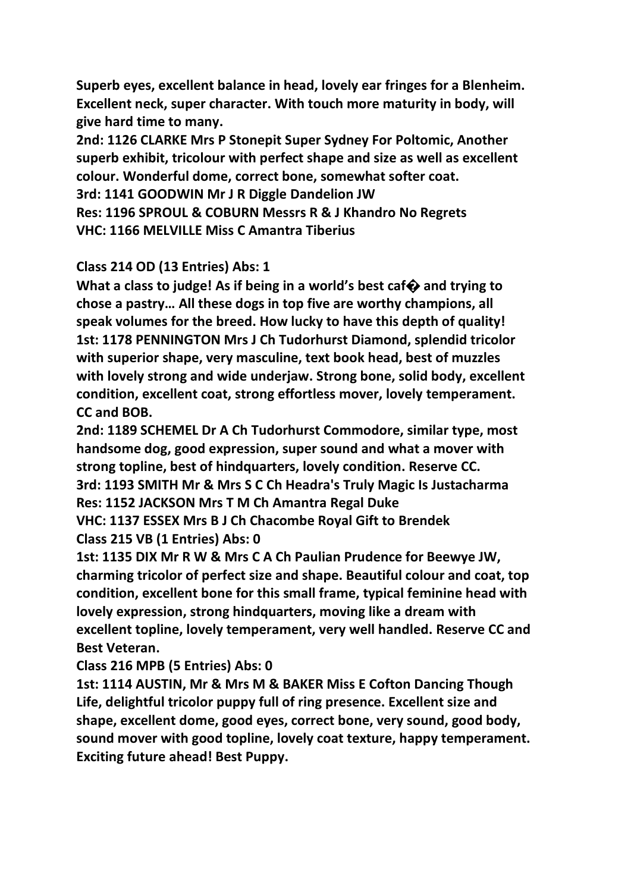**Superb eyes, excellent balance in head, lovely ear fringes for a Blenheim. Excellent neck, super character. With touch more maturity in body, will give hard time to many.**

**2nd: 1126 CLARKE Mrs P Stonepit Super Sydney For Poltomic, Another superb exhibit, tricolour with perfect shape and size as well as excellent colour. Wonderful dome, correct bone, somewhat softer coat.**

**3rd: 1141 GOODWIN Mr J R Diggle Dandelion JW**

**Res: 1196 SPROUL & COBURN Messrs R & J Khandro No Regrets**

**VHC: 1166 MELVILLE Miss C Amantra Tiberius**

**Class 214 OD (13 Entries) Abs: 1**

**What a class to judge! As if being in a world's best caf� and trying to chose a pastry… All these dogs in top five are worthy champions, all speak volumes for the breed. How lucky to have this depth of quality!**

**1st: 1178 PENNINGTON Mrs J Ch Tudorhurst Diamond, splendid tricolor with superior shape, very masculine, text book head, best of muzzles with lovely strong and wide underjaw. Strong bone, solid body, excellent condition, excellent coat, strong effortless mover, lovely temperament. CC and BOB.**

**2nd: 1189 SCHEMEL Dr A Ch Tudorhurst Commodore, similar type, most handsome dog, good expression, super sound and what a mover with strong topline, best of hindquarters, lovely condition. Reserve CC.**

**3rd: 1193 SMITH Mr & Mrs S C Ch Headra's Truly Magic Is Justacharma**

**Res: 1152 JACKSON Mrs T M Ch Amantra Regal Duke**

**VHC: 1137 ESSEX Mrs B J Ch Chacombe Royal Gift to Brendek**

**Class 215 VB (1 Entries) Abs: 0**

**1st: 1135 DIX Mr R W & Mrs C A Ch Paulian Prudence for Beewye JW, charming tricolor of perfect size and shape. Beautiful colour and coat, top condition, excellent bone for this small frame, typical feminine head with lovely expression, strong hindquarters, moving like a dream with excellent topline, lovely temperament, very well handled. Reserve CC and Best Veteran.**

**Class 216 MPB (5 Entries) Abs: 0**

**1st: 1114 AUSTIN, Mr & Mrs M & BAKER Miss E Cofton Dancing Though Life, delightful tricolor puppy full of ring presence. Excellent size and shape, excellent dome, good eyes, correct bone, very sound, good body, sound mover with good topline, lovely coat texture, happy temperament. Exciting future ahead! Best Puppy.**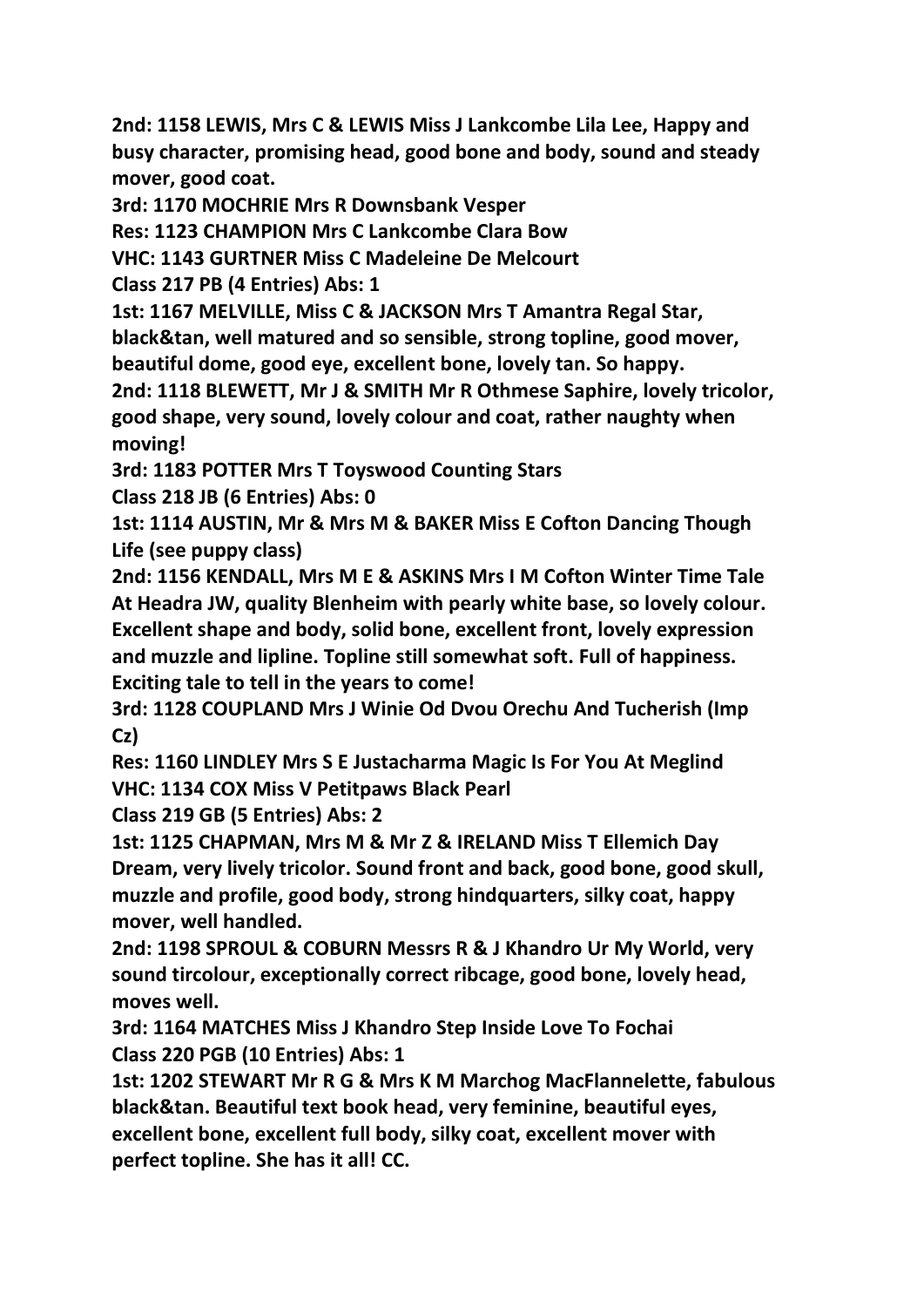**2nd: 1158 LEWIS, Mrs C & LEWIS Miss J Lankcombe Lila Lee, Happy and busy character, promising head, good bone and body, sound and steady mover, good coat.**

**3rd: 1170 MOCHRIE Mrs R Downsbank Vesper**

**Res: 1123 CHAMPION Mrs C Lankcombe Clara Bow**

**VHC: 1143 GURTNER Miss C Madeleine De Melcourt**

**Class 217 PB (4 Entries) Abs: 1**

**1st: 1167 MELVILLE, Miss C & JACKSON Mrs T Amantra Regal Star, black&tan, well matured and so sensible, strong topline, good mover, beautiful dome, good eye, excellent bone, lovely tan. So happy.**

**2nd: 1118 BLEWETT, Mr J & SMITH Mr R Othmese Saphire, lovely tricolor, good shape, very sound, lovely colour and coat, rather naughty when moving!**

**3rd: 1183 POTTER Mrs T Toyswood Counting Stars**

**Class 218 JB (6 Entries) Abs: 0**

**1st: 1114 AUSTIN, Mr & Mrs M & BAKER Miss E Cofton Dancing Though Life (see puppy class)**

**2nd: 1156 KENDALL, Mrs M E & ASKINS Mrs I M Cofton Winter Time Tale At Headra JW, quality Blenheim with pearly white base, so lovely colour. Excellent shape and body, solid bone, excellent front, lovely expression and muzzle and lipline. Topline still somewhat soft. Full of happiness. Exciting tale to tell in the years to come!**

**3rd: 1128 COUPLAND Mrs J Winie Od Dvou Orechu And Tucherish (Imp Cz)**

**Res: 1160 LINDLEY Mrs S E Justacharma Magic Is For You At Meglind**

**VHC: 1134 COX Miss V Petitpaws Black Pearl**

**Class 219 GB (5 Entries) Abs: 2**

**1st: 1125 CHAPMAN, Mrs M & Mr Z & IRELAND Miss T Ellemich Day Dream, very lively tricolor. Sound front and back, good bone, good skull, muzzle and profile, good body, strong hindquarters, silky coat, happy mover, well handled.**

**2nd: 1198 SPROUL & COBURN Messrs R & J Khandro Ur My World, very sound tircolour, exceptionally correct ribcage, good bone, lovely head, moves well.**

**3rd: 1164 MATCHES Miss J Khandro Step Inside Love To Fochai**

**Class 220 PGB (10 Entries) Abs: 1**

**1st: 1202 STEWART Mr R G & Mrs K M Marchog MacFlannelette, fabulous black&tan. Beautiful text book head, very feminine, beautiful eyes, excellent bone, excellent full body, silky coat, excellent mover with perfect topline. She has it all! CC.**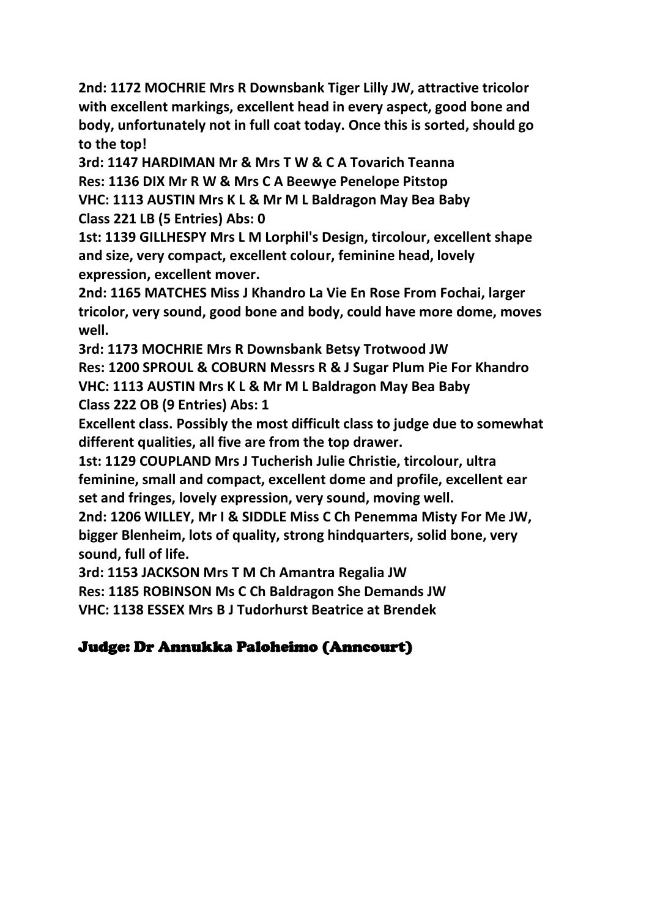**2nd: 1172 MOCHRIE Mrs R Downsbank Tiger Lilly JW, attractive tricolor with excellent markings, excellent head in every aspect, good bone and body, unfortunately not in full coat today. Once this is sorted, should go to the top!**

**3rd: 1147 HARDIMAN Mr & Mrs T W & C A Tovarich Teanna**

**Res: 1136 DIX Mr R W & Mrs C A Beewye Penelope Pitstop**

**VHC: 1113 AUSTIN Mrs K L & Mr M L Baldragon May Bea Baby**

**Class 221 LB (5 Entries) Abs: 0**

**1st: 1139 GILLHESPY Mrs L M Lorphil's Design, tircolour, excellent shape and size, very compact, excellent colour, feminine head, lovely expression, excellent mover.**

**2nd: 1165 MATCHES Miss J Khandro La Vie En Rose From Fochai, larger tricolor, very sound, good bone and body, could have more dome, moves well.**

**3rd: 1173 MOCHRIE Mrs R Downsbank Betsy Trotwood JW**

**Res: 1200 SPROUL & COBURN Messrs R & J Sugar Plum Pie For Khandro**

**VHC: 1113 AUSTIN Mrs K L & Mr M L Baldragon May Bea Baby**

**Class 222 OB (9 Entries) Abs: 1**

**Excellent class. Possibly the most difficult class to judge due to somewhat different qualities, all five are from the top drawer.**

**1st: 1129 COUPLAND Mrs J Tucherish Julie Christie, tircolour, ultra feminine, small and compact, excellent dome and profile, excellent ear set and fringes, lovely expression, very sound, moving well.**

**2nd: 1206 WILLEY, Mr I & SIDDLE Miss C Ch Penemma Misty For Me JW, bigger Blenheim, lots of quality, strong hindquarters, solid bone, very sound, full of life.**

**3rd: 1153 JACKSON Mrs T M Ch Amantra Regalia JW**

**Res: 1185 ROBINSON Ms C Ch Baldragon She Demands JW**

**VHC: 1138 ESSEX Mrs B J Tudorhurst Beatrice at Brendek**

## Judge: Dr Annukka Paloheimo (Anncourt)